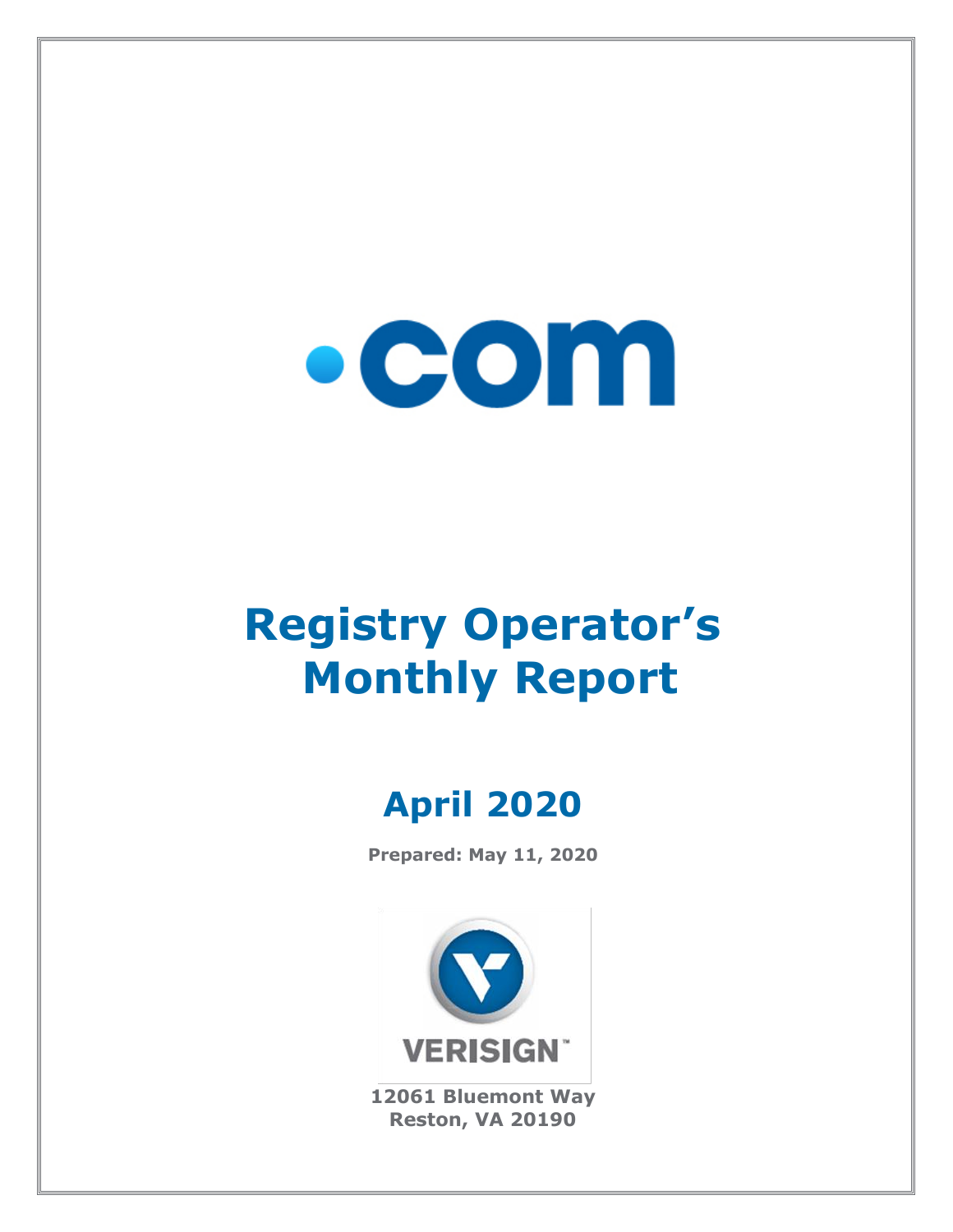# .com

# Registry Operator's Monthly Report

## April 2020

**Prepared: May 11, 2020**

VERISIGN

**12061 Bluemont Way**
**Reston, VA 20190**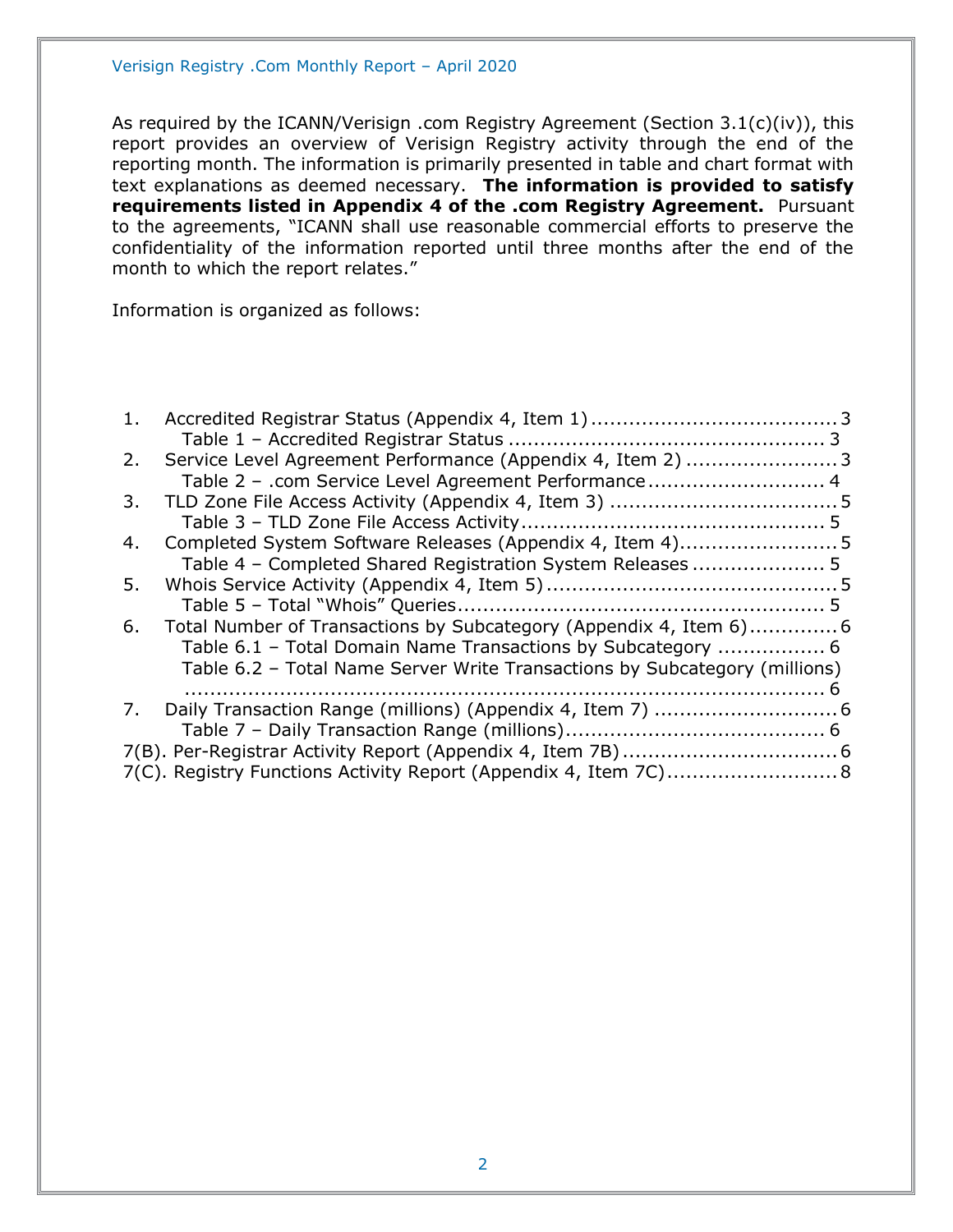As required by the ICANN/Verisign .com Registry Agreement (Section 3.1(c)(iv)), this report provides an overview of Verisign Registry activity through the end of the reporting month. The information is primarily presented in table and chart format with text explanations as deemed necessary. **The information is provided to satisfy requirements listed in Appendix 4 of the .com Registry Agreement.** Pursuant to the agreements, "ICANN shall use reasonable commercial efforts to preserve the confidentiality of the information reported until three months after the end of the month to which the report relates."

Information is organized as follows:

1. Accredited Registrar Status (Appendix 4, Item 1) ....................................... 3
   - Table 1 – Accredited Registrar Status ................................................. 3
2. Service Level Agreement Performance (Appendix 4, Item 2) ........................ 3
   - Table 2 – .com Service Level Agreement Performance ............................ 4
3. TLD Zone File Access Activity (Appendix 4, Item 3) .................................... 5
   - Table 3 – TLD Zone File Access Activity ................................................ 5
4. Completed System Software Releases (Appendix 4, Item 4)......................... 5
   - Table 4 – Completed Shared Registration System Releases ..................... 5
5. Whois Service Activity (Appendix 4, Item 5) .............................................. 5
   - Table 5 – Total "Whois" Queries.......................................................... 5
6. Total Number of Transactions by Subcategory (Appendix 4, Item 6).............. 6
   - Table 6.1 – Total Domain Name Transactions by Subcategory ................. 6
   - Table 6.2 – Total Name Server Write Transactions by Subcategory (millions) ........................................................................................... 6
7. Daily Transaction Range (millions) (Appendix 4, Item 7) ............................. 6
   - Table 7 – Daily Transaction Range (millions)......................................... 6

7(B). Per-Registrar Activity Report (Appendix 4, Item 7B) .................................. 6

7(C). Registry Functions Activity Report (Appendix 4, Item 7C)........................... 8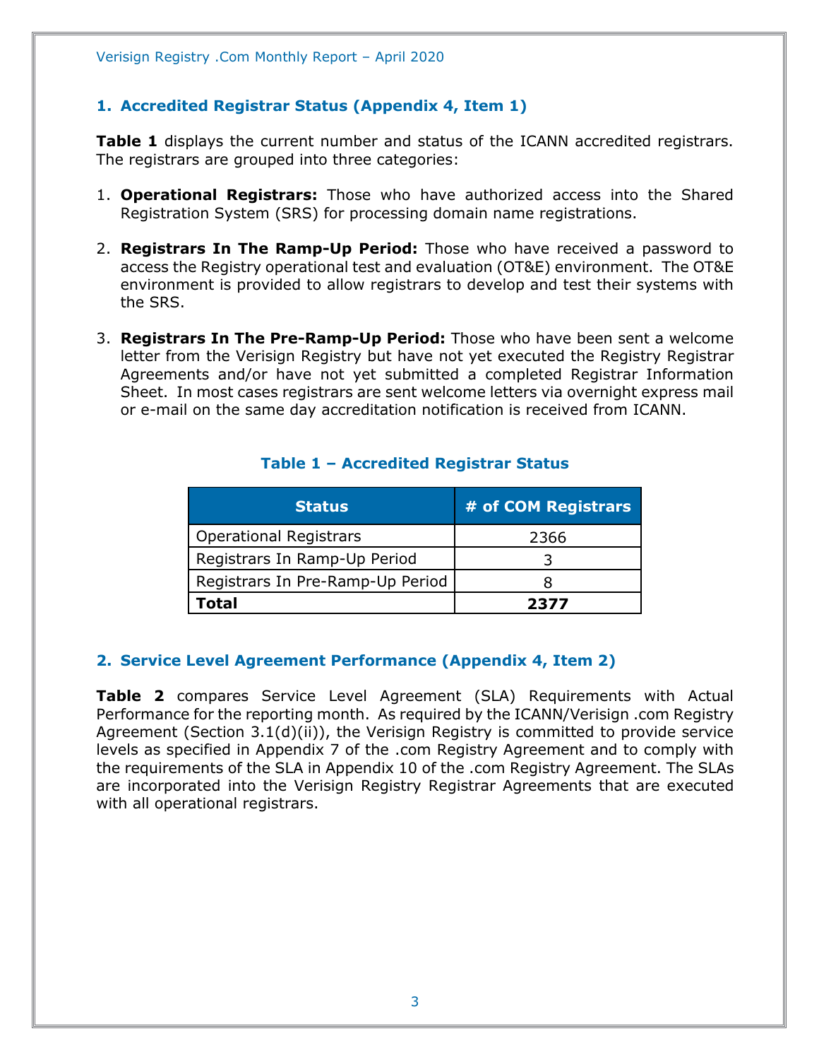## 1. Accredited Registrar Status (Appendix 4, Item 1)

**Table 1** displays the current number and status of the ICANN accredited registrars. The registrars are grouped into three categories:

1. **Operational Registrars:** Those who have authorized access into the Shared Registration System (SRS) for processing domain name registrations.

2. **Registrars In The Ramp-Up Period:** Those who have received a password to access the Registry operational test and evaluation (OT&E) environment. The OT&E environment is provided to allow registrars to develop and test their systems with the SRS.

3. **Registrars In The Pre-Ramp-Up Period:** Those who have been sent a welcome letter from the Verisign Registry but have not yet executed the Registry Registrar Agreements and/or have not yet submitted a completed Registrar Information Sheet. In most cases registrars are sent welcome letters via overnight express mail or e-mail on the same day accreditation notification is received from ICANN.

**Table 1 – Accredited Registrar Status**

| Status | # of COM Registrars |
|---|---|
| Operational Registrars | 2366 |
| Registrars In Ramp-Up Period | 3 |
| Registrars In Pre-Ramp-Up Period | 8 |
| **Total** | **2377** |

## 2. Service Level Agreement Performance (Appendix 4, Item 2)

**Table 2** compares Service Level Agreement (SLA) Requirements with Actual Performance for the reporting month. As required by the ICANN/Verisign .com Registry Agreement (Section 3.1(d)(ii)), the Verisign Registry is committed to provide service levels as specified in Appendix 7 of the .com Registry Agreement and to comply with the requirements of the SLA in Appendix 10 of the .com Registry Agreement. The SLAs are incorporated into the Verisign Registry Registrar Agreements that are executed with all operational registrars.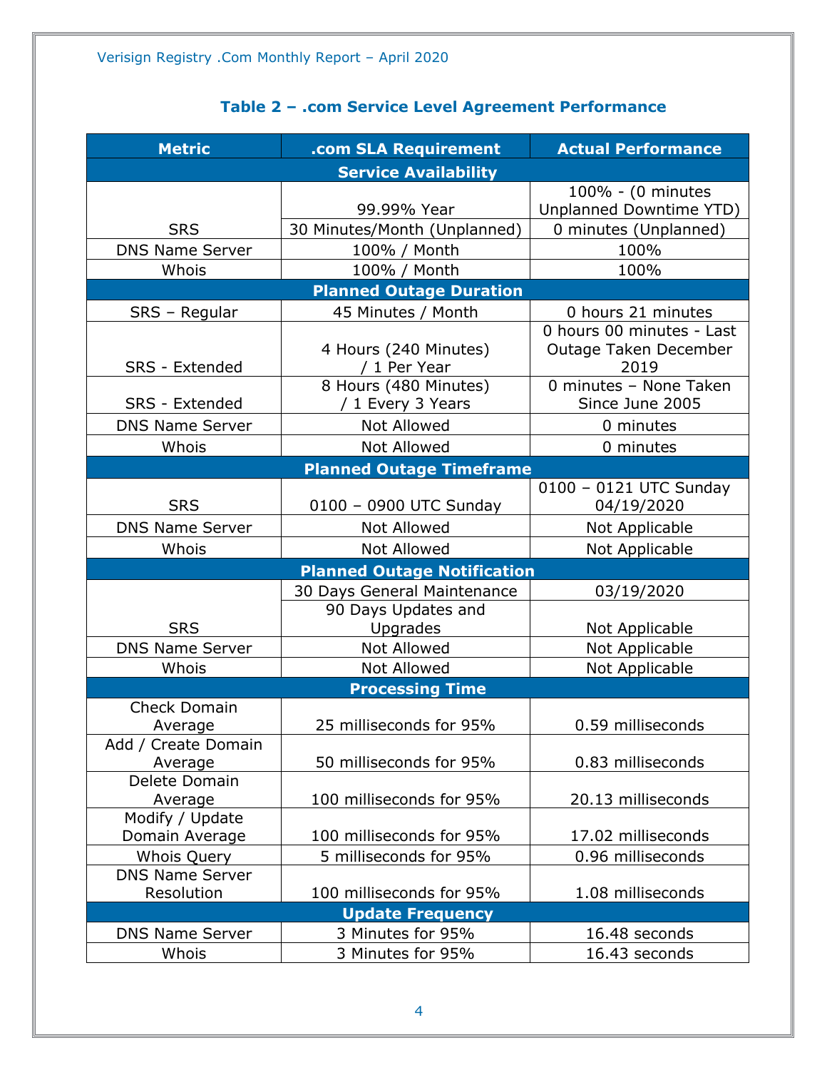### Table 2 – .com Service Level Agreement Performance

| Metric | .com SLA Requirement | Actual Performance |
|---|---|---|
| **Service Availability** | | |
| SRS | 99.99% Year | 100% - (0 minutes Unplanned Downtime YTD) |
| | 30 Minutes/Month (Unplanned) | 0 minutes (Unplanned) |
| DNS Name Server | 100% / Month | 100% |
| Whois | 100% / Month | 100% |
| **Planned Outage Duration** | | |
| SRS – Regular | 45 Minutes / Month | 0 hours 21 minutes |
| SRS - Extended | 4 Hours (240 Minutes) / 1 Per Year | 0 hours 00 minutes - Last Outage Taken December 2019 |
| SRS - Extended | 8 Hours (480 Minutes) / 1 Every 3 Years | 0 minutes – None Taken Since June 2005 |
| DNS Name Server | Not Allowed | 0 minutes |
| Whois | Not Allowed | 0 minutes |
| **Planned Outage Timeframe** | | |
| SRS | 0100 – 0900 UTC Sunday | 0100 – 0121 UTC Sunday 04/19/2020 |
| DNS Name Server | Not Allowed | Not Applicable |
| Whois | Not Allowed | Not Applicable |
| **Planned Outage Notification** | | |
| SRS | 30 Days General Maintenance | 03/19/2020 |
| | 90 Days Updates and Upgrades | Not Applicable |
| DNS Name Server | Not Allowed | Not Applicable |
| Whois | Not Allowed | Not Applicable |
| **Processing Time** | | |
| Check Domain Average | 25 milliseconds for 95% | 0.59 milliseconds |
| Add / Create Domain Average | 50 milliseconds for 95% | 0.83 milliseconds |
| Delete Domain Average | 100 milliseconds for 95% | 20.13 milliseconds |
| Modify / Update Domain Average | 100 milliseconds for 95% | 17.02 milliseconds |
| Whois Query | 5 milliseconds for 95% | 0.96 milliseconds |
| DNS Name Server Resolution | 100 milliseconds for 95% | 1.08 milliseconds |
| **Update Frequency** | | |
| DNS Name Server | 3 Minutes for 95% | 16.48 seconds |
| Whois | 3 Minutes for 95% | 16.43 seconds |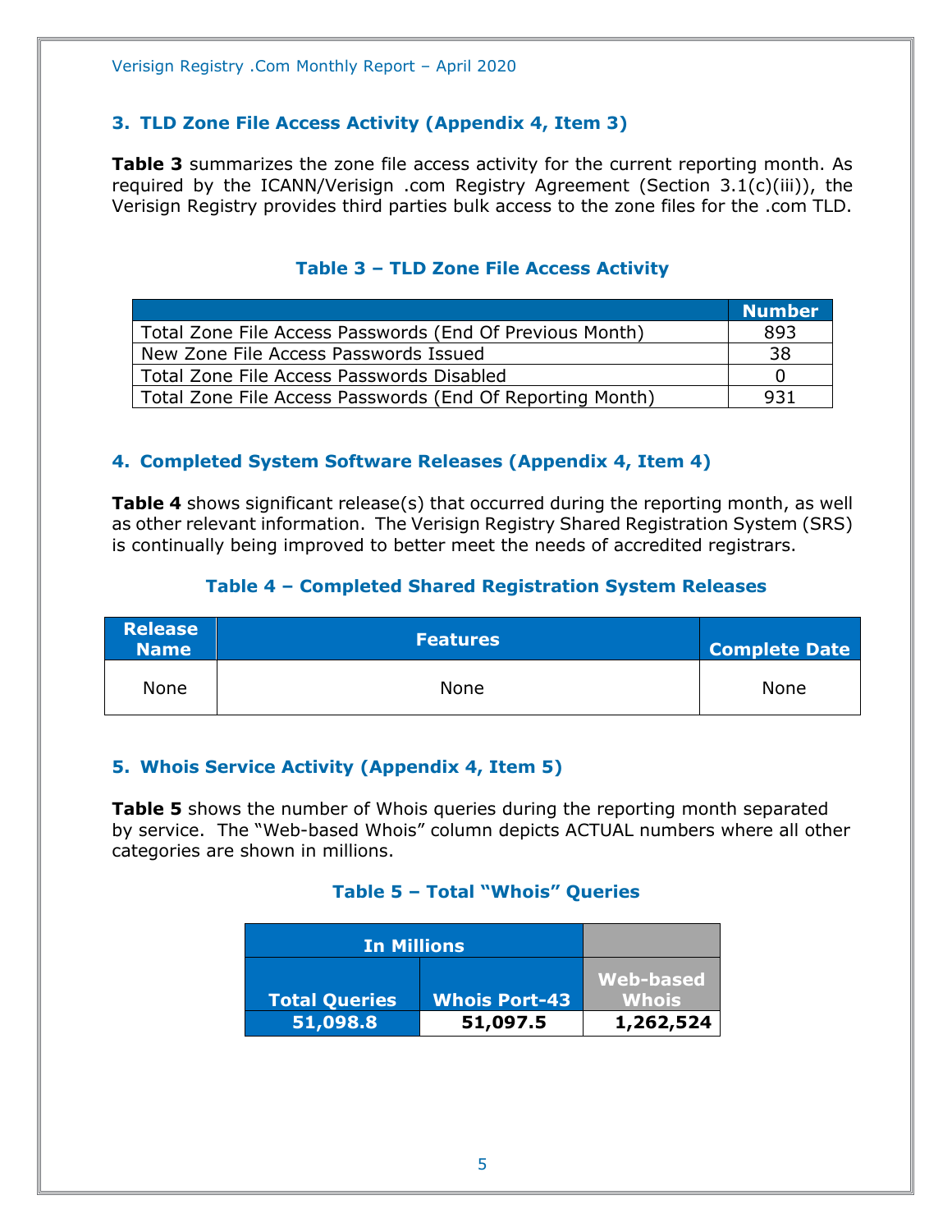## 3. TLD Zone File Access Activity (Appendix 4, Item 3)

**Table 3** summarizes the zone file access activity for the current reporting month. As required by the ICANN/Verisign .com Registry Agreement (Section 3.1(c)(iii)), the Verisign Registry provides third parties bulk access to the zone files for the .com TLD.

### Table 3 – TLD Zone File Access Activity

| | Number |
|---|---|
| Total Zone File Access Passwords (End Of Previous Month) | 893 |
| New Zone File Access Passwords Issued | 38 |
| Total Zone File Access Passwords Disabled | 0 |
| Total Zone File Access Passwords (End Of Reporting Month) | 931 |

## 4. Completed System Software Releases (Appendix 4, Item 4)

**Table 4** shows significant release(s) that occurred during the reporting month, as well as other relevant information. The Verisign Registry Shared Registration System (SRS) is continually being improved to better meet the needs of accredited registrars.

### Table 4 – Completed Shared Registration System Releases

| Release Name | Features | Complete Date |
|---|---|---|
| None | None | None |

## 5. Whois Service Activity (Appendix 4, Item 5)

**Table 5** shows the number of Whois queries during the reporting month separated by service. The "Web-based Whois" column depicts ACTUAL numbers where all other categories are shown in millions.

### Table 5 – Total "Whois" Queries

| In Millions | | |
|---|---|---|
| Total Queries | Whois Port-43 | Web-based Whois |
| 51,098.8 | 51,097.5 | 1,262,524 |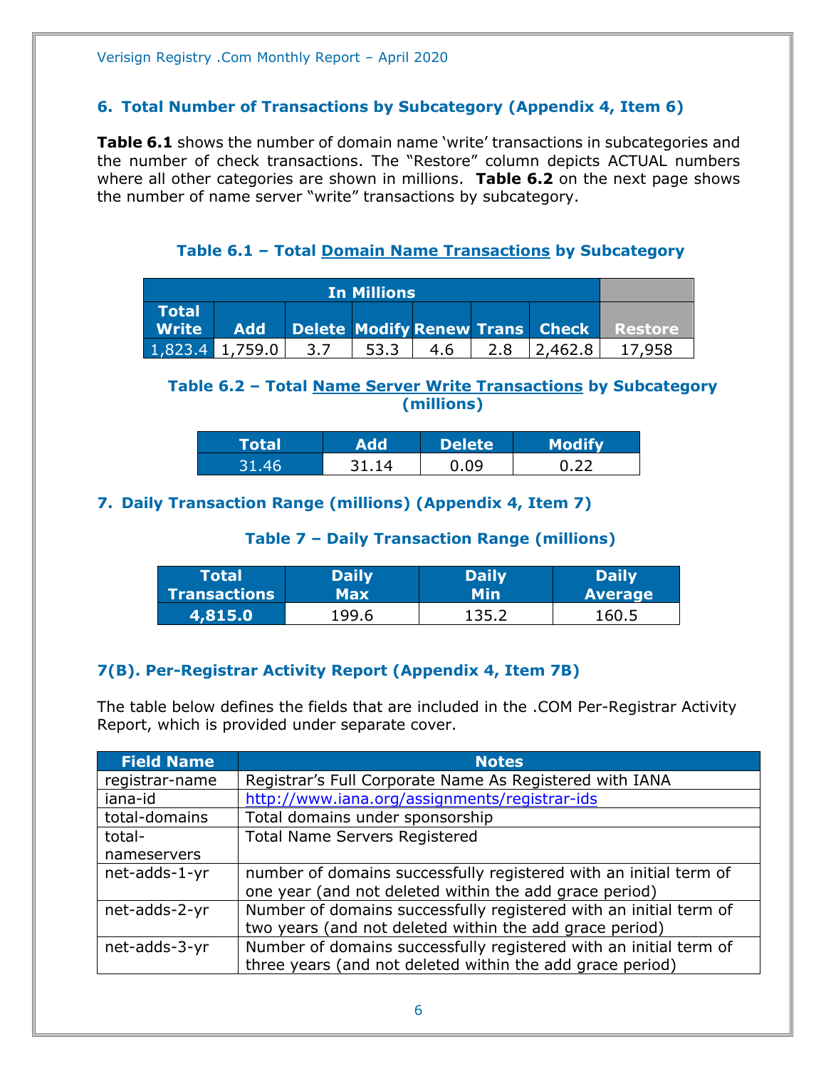## 6. Total Number of Transactions by Subcategory (Appendix 4, Item 6)

**Table 6.1** shows the number of domain name 'write' transactions in subcategories and the number of check transactions. The "Restore" column depicts ACTUAL numbers where all other categories are shown in millions. **Table 6.2** on the next page shows the number of name server "write" transactions by subcategory.

### Table 6.1 – Total Domain Name Transactions by Subcategory

| In Millions | | | | | | | |
|---|---|---|---|---|---|---|---|
| Total Write | Add | Delete | Modify | Renew | Trans | Check | Restore |
| 1,823.4 | 1,759.0 | 3.7 | 53.3 | 4.6 | 2.8 | 2,462.8 | 17,958 |

### Table 6.2 – Total Name Server Write Transactions by Subcategory (millions)

| Total | Add | Delete | Modify |
|---|---|---|---|
| 31.46 | 31.14 | 0.09 | 0.22 |

## 7. Daily Transaction Range (millions) (Appendix 4, Item 7)

### Table 7 – Daily Transaction Range (millions)

| Total Transactions | Daily Max | Daily Min | Daily Average |
|---|---|---|---|
| **4,815.0** | 199.6 | 135.2 | 160.5 |

## 7(B). Per-Registrar Activity Report (Appendix 4, Item 7B)

The table below defines the fields that are included in the .COM Per-Registrar Activity Report, which is provided under separate cover.

| Field Name | Notes |
|---|---|
| registrar-name | Registrar's Full Corporate Name As Registered with IANA |
| iana-id | http://www.iana.org/assignments/registrar-ids |
| total-domains | Total domains under sponsorship |
| total-nameservers | Total Name Servers Registered |
| net-adds-1-yr | number of domains successfully registered with an initial term of one year (and not deleted within the add grace period) |
| net-adds-2-yr | Number of domains successfully registered with an initial term of two years (and not deleted within the add grace period) |
| net-adds-3-yr | Number of domains successfully registered with an initial term of three years (and not deleted within the add grace period) |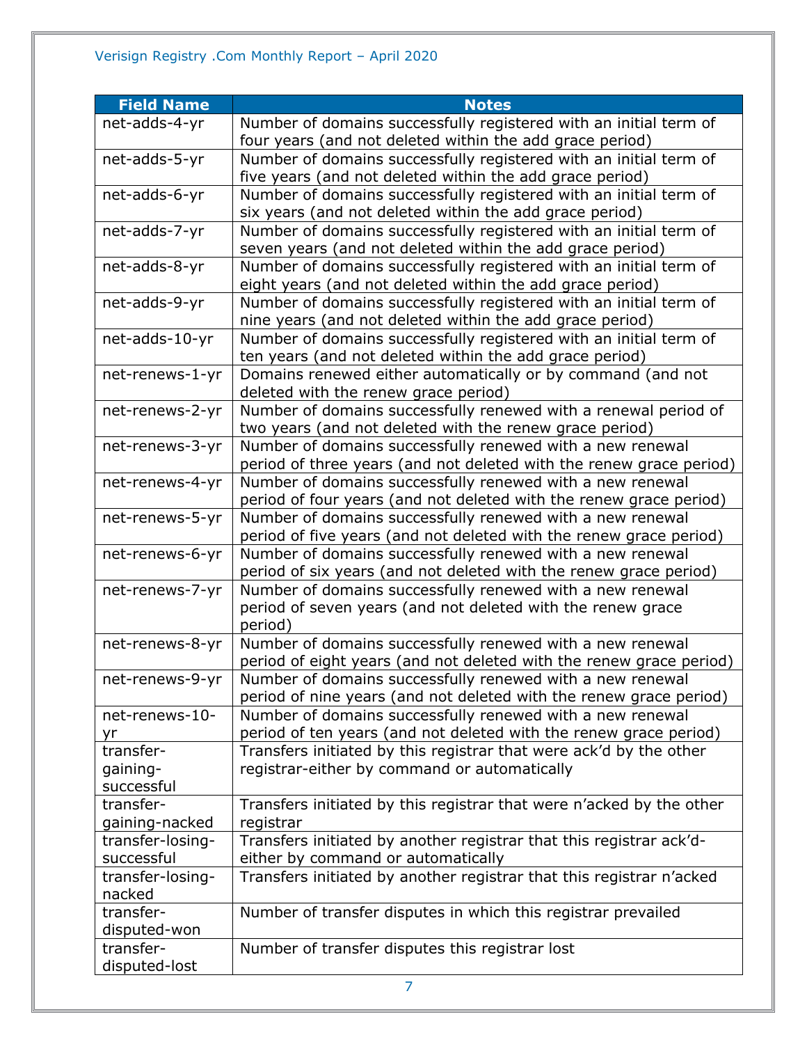| Field Name | Notes |
|---|---|
| net-adds-4-yr | Number of domains successfully registered with an initial term of four years (and not deleted within the add grace period) |
| net-adds-5-yr | Number of domains successfully registered with an initial term of five years (and not deleted within the add grace period) |
| net-adds-6-yr | Number of domains successfully registered with an initial term of six years (and not deleted within the add grace period) |
| net-adds-7-yr | Number of domains successfully registered with an initial term of seven years (and not deleted within the add grace period) |
| net-adds-8-yr | Number of domains successfully registered with an initial term of eight years (and not deleted within the add grace period) |
| net-adds-9-yr | Number of domains successfully registered with an initial term of nine years (and not deleted within the add grace period) |
| net-adds-10-yr | Number of domains successfully registered with an initial term of ten years (and not deleted within the add grace period) |
| net-renews-1-yr | Domains renewed either automatically or by command (and not deleted with the renew grace period) |
| net-renews-2-yr | Number of domains successfully renewed with a renewal period of two years (and not deleted with the renew grace period) |
| net-renews-3-yr | Number of domains successfully renewed with a new renewal period of three years (and not deleted with the renew grace period) |
| net-renews-4-yr | Number of domains successfully renewed with a new renewal period of four years (and not deleted with the renew grace period) |
| net-renews-5-yr | Number of domains successfully renewed with a new renewal period of five years (and not deleted with the renew grace period) |
| net-renews-6-yr | Number of domains successfully renewed with a new renewal period of six years (and not deleted with the renew grace period) |
| net-renews-7-yr | Number of domains successfully renewed with a new renewal period of seven years (and not deleted with the renew grace period) |
| net-renews-8-yr | Number of domains successfully renewed with a new renewal period of eight years (and not deleted with the renew grace period) |
| net-renews-9-yr | Number of domains successfully renewed with a new renewal period of nine years (and not deleted with the renew grace period) |
| net-renews-10-yr | Number of domains successfully renewed with a new renewal period of ten years (and not deleted with the renew grace period) |
| transfer-gaining-successful | Transfers initiated by this registrar that were ack'd by the other registrar-either by command or automatically |
| transfer-gaining-nacked | Transfers initiated by this registrar that were n'acked by the other registrar |
| transfer-losing-successful | Transfers initiated by another registrar that this registrar ack'd-either by command or automatically |
| transfer-losing-nacked | Transfers initiated by another registrar that this registrar n'acked |
| transfer-disputed-won | Number of transfer disputes in which this registrar prevailed |
| transfer-disputed-lost | Number of transfer disputes this registrar lost |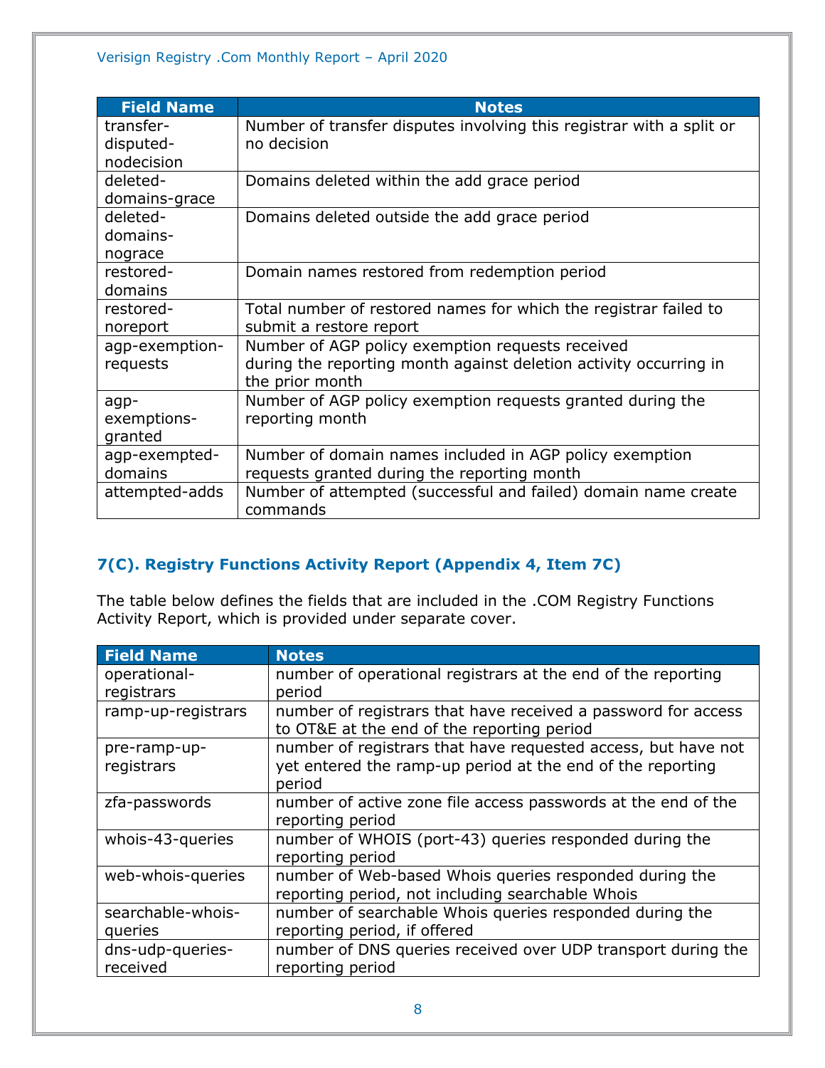| Field Name | Notes |
| --- | --- |
| transfer-disputed-nodecision | Number of transfer disputes involving this registrar with a split or no decision |
| deleted-domains-grace | Domains deleted within the add grace period |
| deleted-domains-nograce | Domains deleted outside the add grace period |
| restored-domains | Domain names restored from redemption period |
| restored-noreport | Total number of restored names for which the registrar failed to submit a restore report |
| agp-exemption-requests | Number of AGP policy exemption requests received during the reporting month against deletion activity occurring in the prior month |
| agp-exemptions-granted | Number of AGP policy exemption requests granted during the reporting month |
| agp-exempted-domains | Number of domain names included in AGP policy exemption requests granted during the reporting month |
| attempted-adds | Number of attempted (successful and failed) domain name create commands |

## 7(C). Registry Functions Activity Report (Appendix 4, Item 7C)

The table below defines the fields that are included in the .COM Registry Functions Activity Report, which is provided under separate cover.

| Field Name | Notes |
| --- | --- |
| operational-registrars | number of operational registrars at the end of the reporting period |
| ramp-up-registrars | number of registrars that have received a password for access to OT&E at the end of the reporting period |
| pre-ramp-up-registrars | number of registrars that have requested access, but have not yet entered the ramp-up period at the end of the reporting period |
| zfa-passwords | number of active zone file access passwords at the end of the reporting period |
| whois-43-queries | number of WHOIS (port-43) queries responded during the reporting period |
| web-whois-queries | number of Web-based Whois queries responded during the reporting period, not including searchable Whois |
| searchable-whois-queries | number of searchable Whois queries responded during the reporting period, if offered |
| dns-udp-queries-received | number of DNS queries received over UDP transport during the reporting period |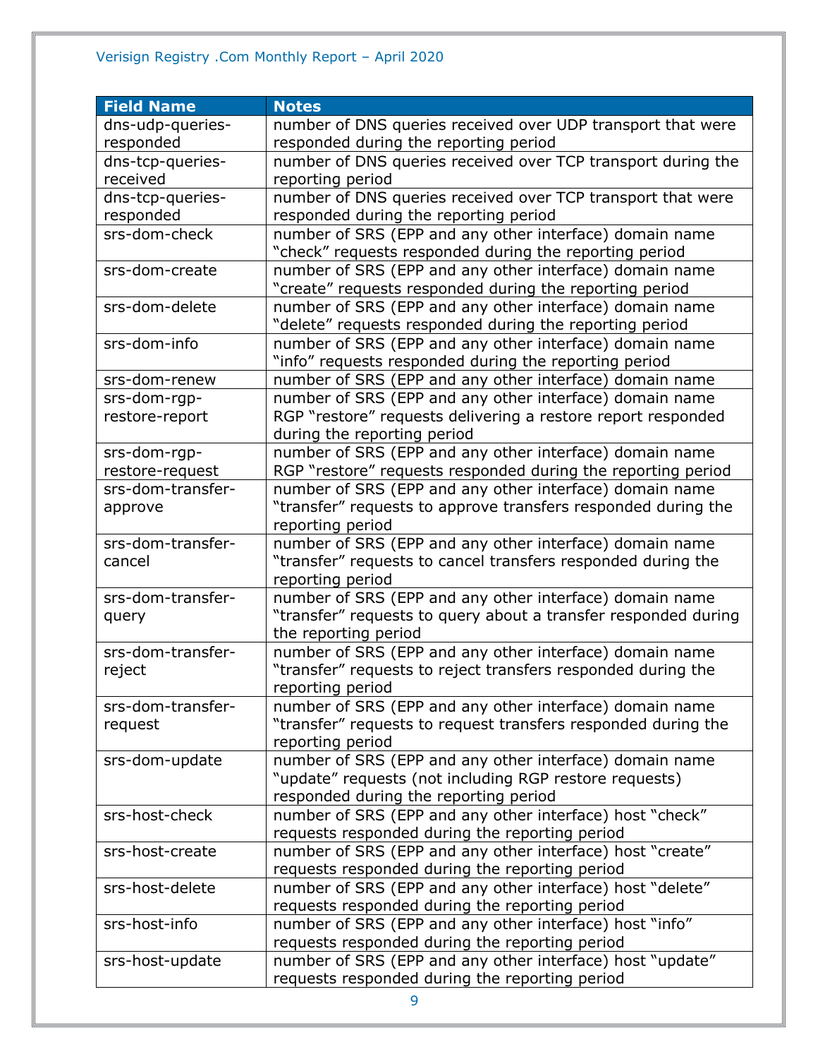| Field Name | Notes |
|---|---|
| dns-udp-queries-responded | number of DNS queries received over UDP transport that were responded during the reporting period |
| dns-tcp-queries-received | number of DNS queries received over TCP transport during the reporting period |
| dns-tcp-queries-responded | number of DNS queries received over TCP transport that were responded during the reporting period |
| srs-dom-check | number of SRS (EPP and any other interface) domain name “check” requests responded during the reporting period |
| srs-dom-create | number of SRS (EPP and any other interface) domain name “create” requests responded during the reporting period |
| srs-dom-delete | number of SRS (EPP and any other interface) domain name “delete” requests responded during the reporting period |
| srs-dom-info | number of SRS (EPP and any other interface) domain name “info” requests responded during the reporting period |
| srs-dom-renew | number of SRS (EPP and any other interface) domain name |
| srs-dom-rgp-restore-report | number of SRS (EPP and any other interface) domain name RGP “restore” requests delivering a restore report responded during the reporting period |
| srs-dom-rgp-restore-request | number of SRS (EPP and any other interface) domain name RGP “restore” requests responded during the reporting period |
| srs-dom-transfer-approve | number of SRS (EPP and any other interface) domain name “transfer” requests to approve transfers responded during the reporting period |
| srs-dom-transfer-cancel | number of SRS (EPP and any other interface) domain name “transfer” requests to cancel transfers responded during the reporting period |
| srs-dom-transfer-query | number of SRS (EPP and any other interface) domain name “transfer” requests to query about a transfer responded during the reporting period |
| srs-dom-transfer-reject | number of SRS (EPP and any other interface) domain name “transfer” requests to reject transfers responded during the reporting period |
| srs-dom-transfer-request | number of SRS (EPP and any other interface) domain name “transfer” requests to request transfers responded during the reporting period |
| srs-dom-update | number of SRS (EPP and any other interface) domain name “update” requests (not including RGP restore requests) responded during the reporting period |
| srs-host-check | number of SRS (EPP and any other interface) host “check” requests responded during the reporting period |
| srs-host-create | number of SRS (EPP and any other interface) host “create” requests responded during the reporting period |
| srs-host-delete | number of SRS (EPP and any other interface) host “delete” requests responded during the reporting period |
| srs-host-info | number of SRS (EPP and any other interface) host “info” requests responded during the reporting period |
| srs-host-update | number of SRS (EPP and any other interface) host “update” requests responded during the reporting period |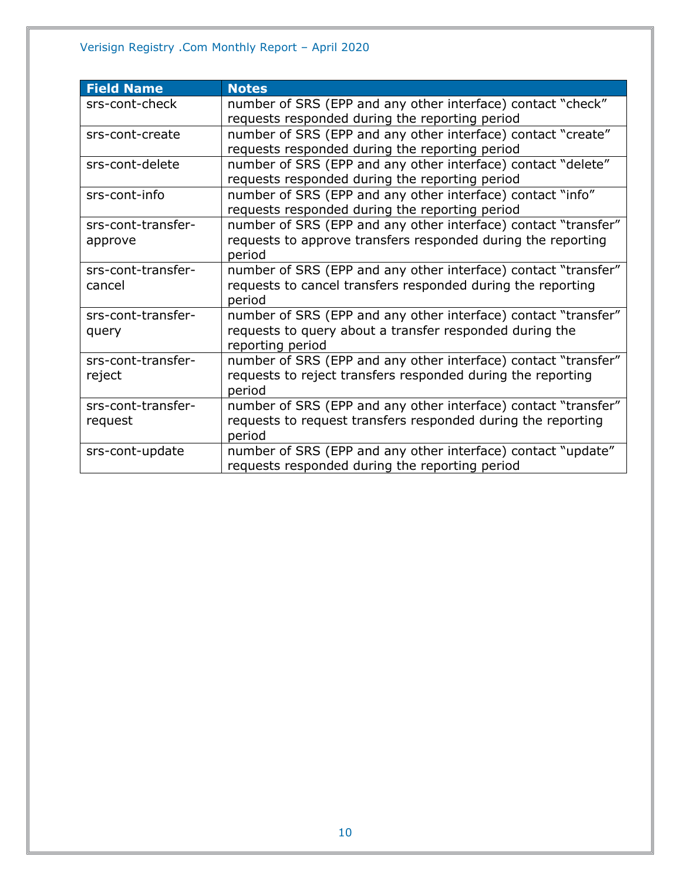| Field Name | Notes |
|---|---|
| srs-cont-check | number of SRS (EPP and any other interface) contact “check” requests responded during the reporting period |
| srs-cont-create | number of SRS (EPP and any other interface) contact “create” requests responded during the reporting period |
| srs-cont-delete | number of SRS (EPP and any other interface) contact “delete” requests responded during the reporting period |
| srs-cont-info | number of SRS (EPP and any other interface) contact “info” requests responded during the reporting period |
| srs-cont-transfer-approve | number of SRS (EPP and any other interface) contact “transfer” requests to approve transfers responded during the reporting period |
| srs-cont-transfer-cancel | number of SRS (EPP and any other interface) contact “transfer” requests to cancel transfers responded during the reporting period |
| srs-cont-transfer-query | number of SRS (EPP and any other interface) contact “transfer” requests to query about a transfer responded during the reporting period |
| srs-cont-transfer-reject | number of SRS (EPP and any other interface) contact “transfer” requests to reject transfers responded during the reporting period |
| srs-cont-transfer-request | number of SRS (EPP and any other interface) contact “transfer” requests to request transfers responded during the reporting period |
| srs-cont-update | number of SRS (EPP and any other interface) contact “update” requests responded during the reporting period |